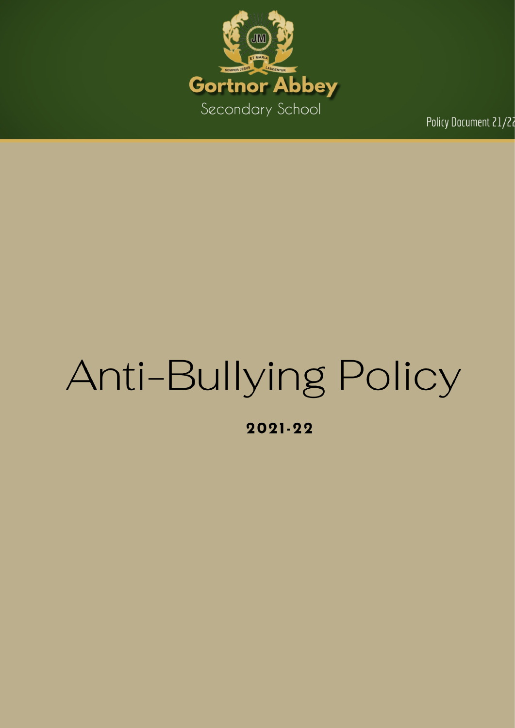Gortnor Abbey

Secondary School

Policy Document 21/22

# Anti-Bullying Policy

**2021-22**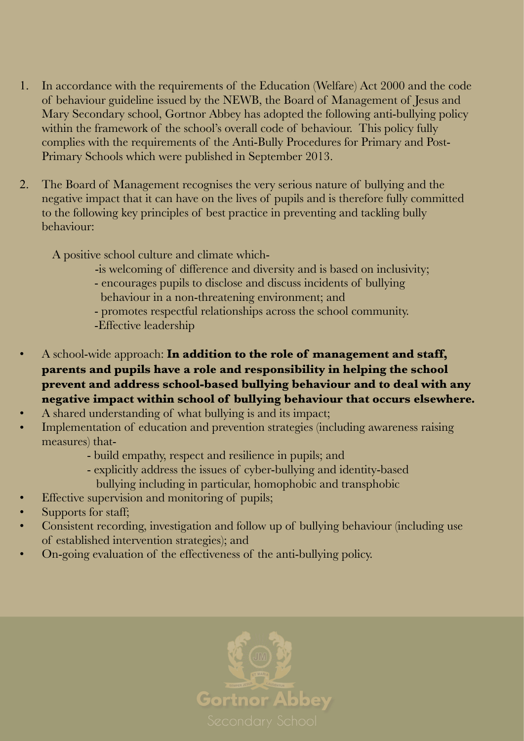1. In accordance with the requirements of the Education (Welfare) Act 2000 and the code of behaviour guideline issued by the NEWB, the Board of Management of Jesus and Mary Secondary school, Gortnor Abbey has adopted the following anti-bullying policy within the framework of the school's overall code of behaviour. This policy fully complies with the requirements of the Anti-Bully Procedures for Primary and Post-Primary Schools which were published in September 2013.

2. The Board of Management recognises the very serious nature of bullying and the negative impact that it can have on the lives of pupils and is therefore fully committed to the following key principles of best practice in preventing and tackling bully behaviour:

   A positive school culture and climate which-
   - is welcoming of difference and diversity and is based on inclusivity;
   - encourages pupils to disclose and discuss incidents of bullying behaviour in a non-threatening environment; and
   - promotes respectful relationships across the school community.
   - Effective leadership

- A school-wide approach: **In addition to the role of management and staff, parents and pupils have a role and responsibility in helping the school prevent and address school-based bullying behaviour and to deal with any negative impact within school of bullying behaviour that occurs elsewhere.**
- A shared understanding of what bullying is and its impact;
- Implementation of education and prevention strategies (including awareness raising measures) that-
  - build empathy, respect and resilience in pupils; and
  - explicitly address the issues of cyber-bullying and identity-based bullying including in particular, homophobic and transphobic
- Effective supervision and monitoring of pupils;
- Supports for staff;
- Consistent recording, investigation and follow up of bullying behaviour (including use of established intervention strategies); and
- On-going evaluation of the effectiveness of the anti-bullying policy.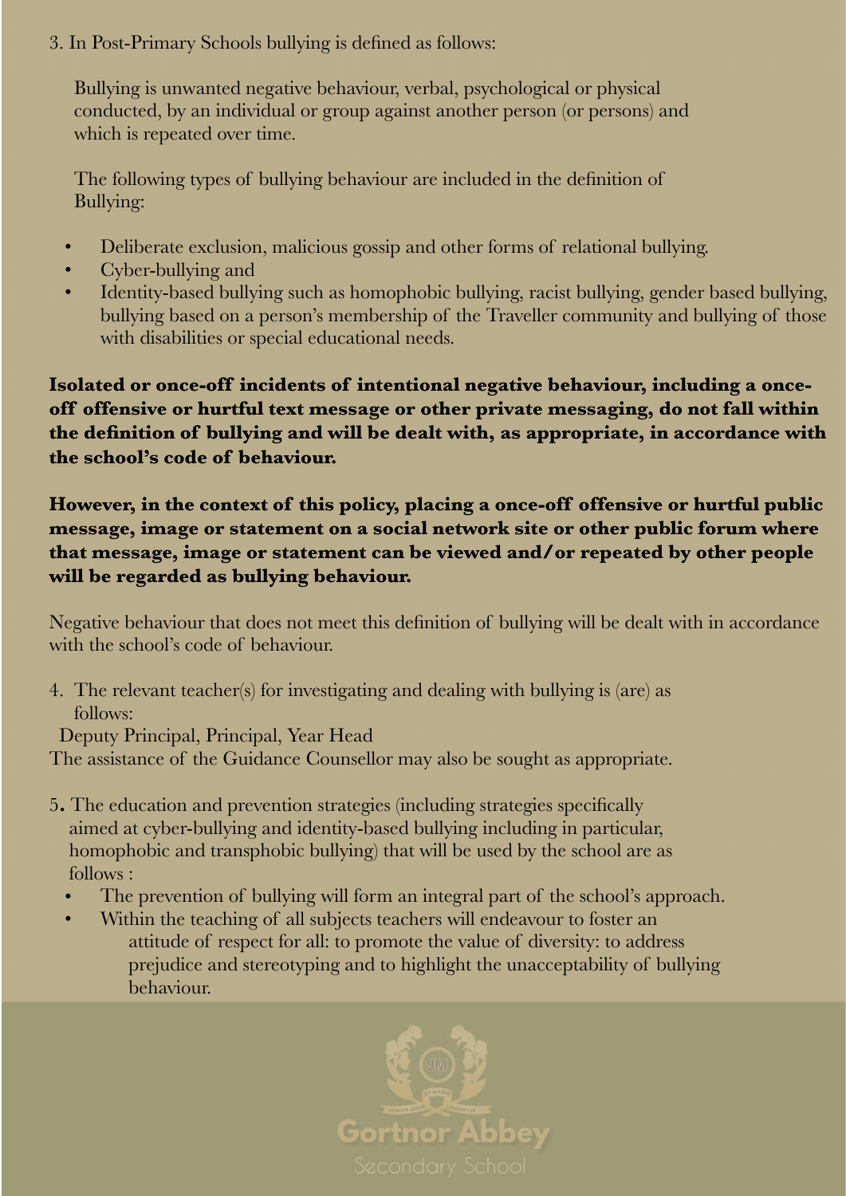3. In Post-Primary Schools bullying is defined as follows:

   Bullying is unwanted negative behaviour, verbal, psychological or physical conducted, by an individual or group against another person (or persons) and which is repeated over time.

   The following types of bullying behaviour are included in the definition of Bullying:

- Deliberate exclusion, malicious gossip and other forms of relational bullying.
- Cyber-bullying and
- Identity-based bullying such as homophobic bullying, racist bullying, gender based bullying, bullying based on a person's membership of the Traveller community and bullying of those with disabilities or special educational needs.

**Isolated or once-off incidents of intentional negative behaviour, including a once-off offensive or hurtful text message or other private messaging, do not fall within the definition of bullying and will be dealt with, as appropriate, in accordance with the school's code of behaviour.**

**However, in the context of this policy, placing a once-off offensive or hurtful public message, image or statement on a social network site or other public forum where that message, image or statement can be viewed and/or repeated by other people will be regarded as bullying behaviour.**

Negative behaviour that does not meet this definition of bullying will be dealt with in accordance with the school's code of behaviour.

4. The relevant teacher(s) for investigating and dealing with bullying is (are) as follows:

   Deputy Principal, Principal, Year Head

The assistance of the Guidance Counsellor may also be sought as appropriate.

5. The education and prevention strategies (including strategies specifically aimed at cyber-bullying and identity-based bullying including in particular, homophobic and transphobic bullying) that will be used by the school are as follows :
   - The prevention of bullying will form an integral part of the school's approach.
   - Within the teaching of all subjects teachers will endeavour to foster an attitude of respect for all: to promote the value of diversity: to address prejudice and stereotyping and to highlight the unacceptability of bullying behaviour.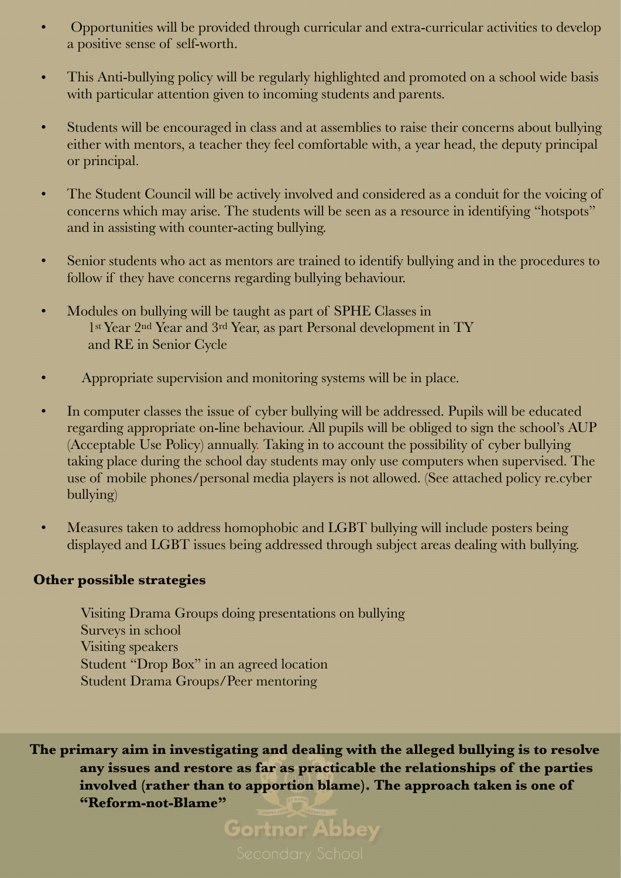- Opportunities will be provided through curricular and extra-curricular activities to develop a positive sense of self-worth.

- This Anti-bullying policy will be regularly highlighted and promoted on a school wide basis with particular attention given to incoming students and parents.

- Students will be encouraged in class and at assemblies to raise their concerns about bullying either with mentors, a teacher they feel comfortable with, a year head, the deputy principal or principal.

- The Student Council will be actively involved and considered as a conduit for the voicing of concerns which may arise. The students will be seen as a resource in identifying "hotspots" and in assisting with counter-acting bullying.

- Senior students who act as mentors are trained to identify bullying and in the procedures to follow if they have concerns regarding bullying behaviour.

- Modules on bullying will be taught as part of SPHE Classes in 1st Year 2nd Year and 3rd Year, as part Personal development in TY and RE in Senior Cycle

- Appropriate supervision and monitoring systems will be in place.

- In computer classes the issue of cyber bullying will be addressed. Pupils will be educated regarding appropriate on-line behaviour. All pupils will be obliged to sign the school's AUP (Acceptable Use Policy) annually. Taking in to account the possibility of cyber bullying taking place during the school day students may only use computers when supervised. The use of mobile phones/personal media players is not allowed. (See attached policy re.cyber bullying)

- Measures taken to address homophobic and LGBT bullying will include posters being displayed and LGBT issues being addressed through subject areas dealing with bullying.

**Other possible strategies**

Visiting Drama Groups doing presentations on bullying
Surveys in school
Visiting speakers
Student "Drop Box" in an agreed location
Student Drama Groups/Peer mentoring

**The primary aim in investigating and dealing with the alleged bullying is to resolve any issues and restore as far as practicable the relationships of the parties involved (rather than to apportion blame). The approach taken is one of "Reform-not-Blame"**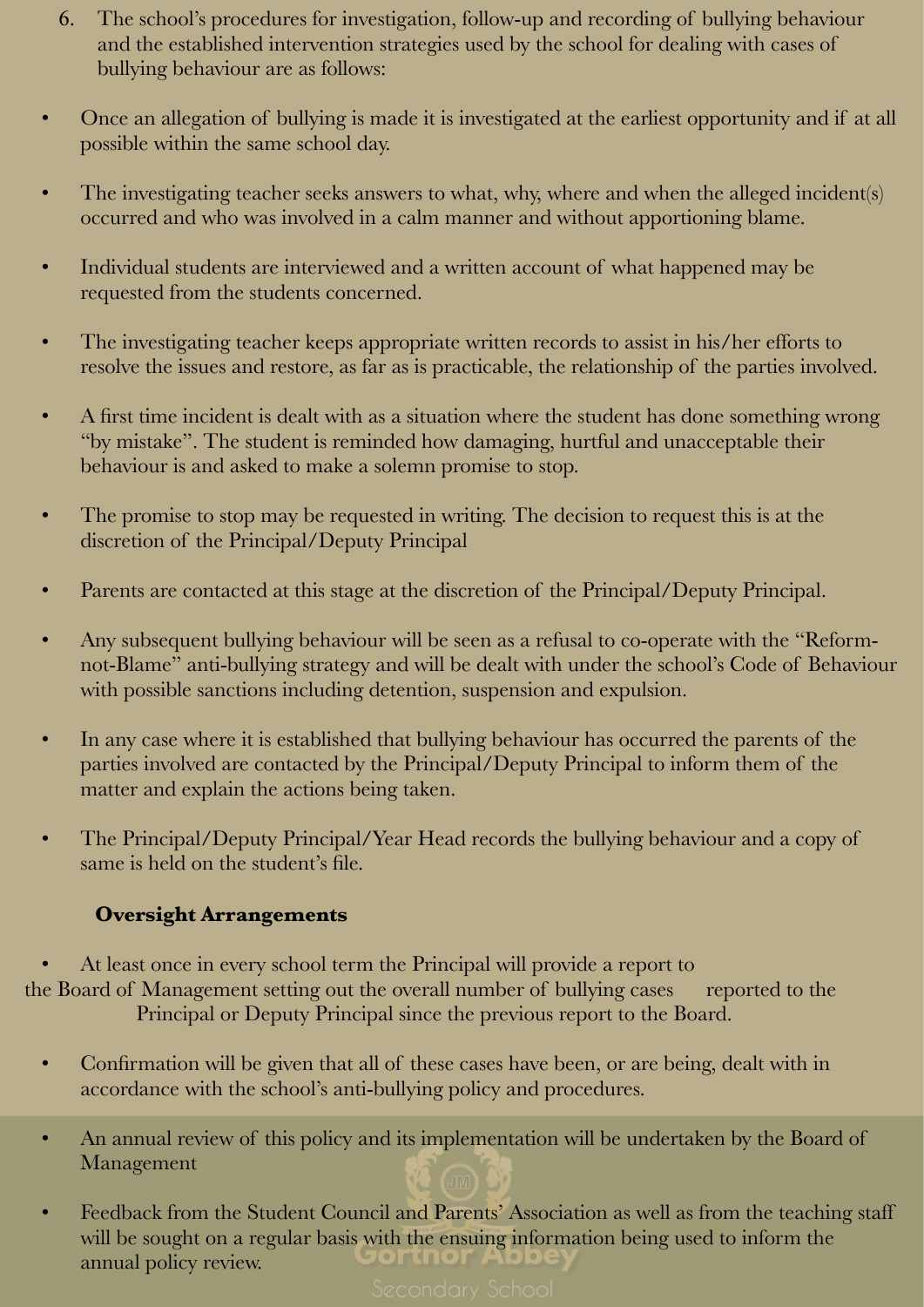6. The school's procedures for investigation, follow-up and recording of bullying behaviour and the established intervention strategies used by the school for dealing with cases of bullying behaviour are as follows:

- Once an allegation of bullying is made it is investigated at the earliest opportunity and if at all possible within the same school day.
- The investigating teacher seeks answers to what, why, where and when the alleged incident(s) occurred and who was involved in a calm manner and without apportioning blame.
- Individual students are interviewed and a written account of what happened may be requested from the students concerned.
- The investigating teacher keeps appropriate written records to assist in his/her efforts to resolve the issues and restore, as far as is practicable, the relationship of the parties involved.
- A first time incident is dealt with as a situation where the student has done something wrong "by mistake". The student is reminded how damaging, hurtful and unacceptable their behaviour is and asked to make a solemn promise to stop.
- The promise to stop may be requested in writing. The decision to request this is at the discretion of the Principal/Deputy Principal
- Parents are contacted at this stage at the discretion of the Principal/Deputy Principal.
- Any subsequent bullying behaviour will be seen as a refusal to co-operate with the "Reform-not-Blame" anti-bullying strategy and will be dealt with under the school's Code of Behaviour with possible sanctions including detention, suspension and expulsion.
- In any case where it is established that bullying behaviour has occurred the parents of the parties involved are contacted by the Principal/Deputy Principal to inform them of the matter and explain the actions being taken.
- The Principal/Deputy Principal/Year Head records the bullying behaviour and a copy of same is held on the student's file.

**Oversight Arrangements**

- At least once in every school term the Principal will provide a report to the Board of Management setting out the overall number of bullying cases reported to the Principal or Deputy Principal since the previous report to the Board.
- Confirmation will be given that all of these cases have been, or are being, dealt with in accordance with the school's anti-bullying policy and procedures.
- An annual review of this policy and its implementation will be undertaken by the Board of Management
- Feedback from the Student Council and Parents' Association as well as from the teaching staff will be sought on a regular basis with the ensuing information being used to inform the annual policy review.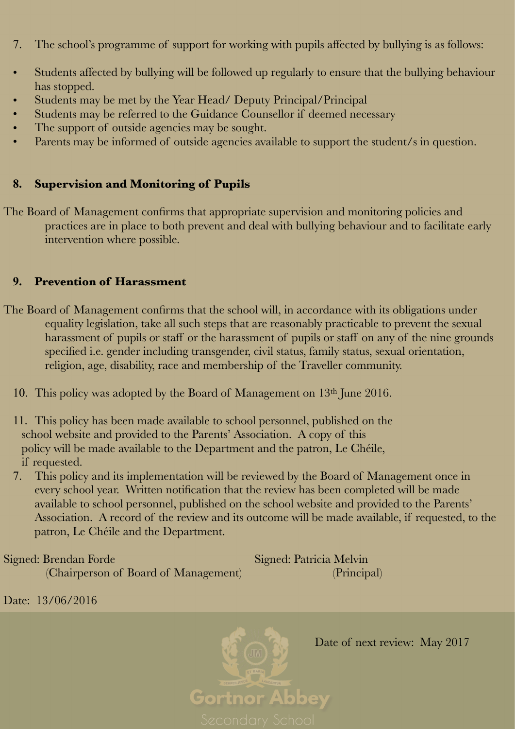7. The school's programme of support for working with pupils affected by bullying is as follows:

- Students affected by bullying will be followed up regularly to ensure that the bullying behaviour has stopped.
- Students may be met by the Year Head/ Deputy Principal/Principal
- Students may be referred to the Guidance Counsellor if deemed necessary
- The support of outside agencies may be sought.
- Parents may be informed of outside agencies available to support the student/s in question.

### 8. Supervision and Monitoring of Pupils

The Board of Management confirms that appropriate supervision and monitoring policies and practices are in place to both prevent and deal with bullying behaviour and to facilitate early intervention where possible.

### 9. Prevention of Harassment

The Board of Management confirms that the school will, in accordance with its obligations under equality legislation, take all such steps that are reasonably practicable to prevent the sexual harassment of pupils or staff or the harassment of pupils or staff on any of the nine grounds specified i.e. gender including transgender, civil status, family status, sexual orientation, religion, age, disability, race and membership of the Traveller community.

10. This policy was adopted by the Board of Management on 13th June 2016.

11. This policy has been made available to school personnel, published on the school website and provided to the Parents' Association. A copy of this policy will be made available to the Department and the patron, Le Chéile, if requested.

7. This policy and its implementation will be reviewed by the Board of Management once in every school year. Written notification that the review has been completed will be made available to school personnel, published on the school website and provided to the Parents' Association. A record of the review and its outcome will be made available, if requested, to the patron, Le Chéile and the Department.

Signed: Brendan Forde (Chairperson of Board of Management)

Signed: Patricia Melvin (Principal)

Date: 13/06/2016

Date of next review: May 2017